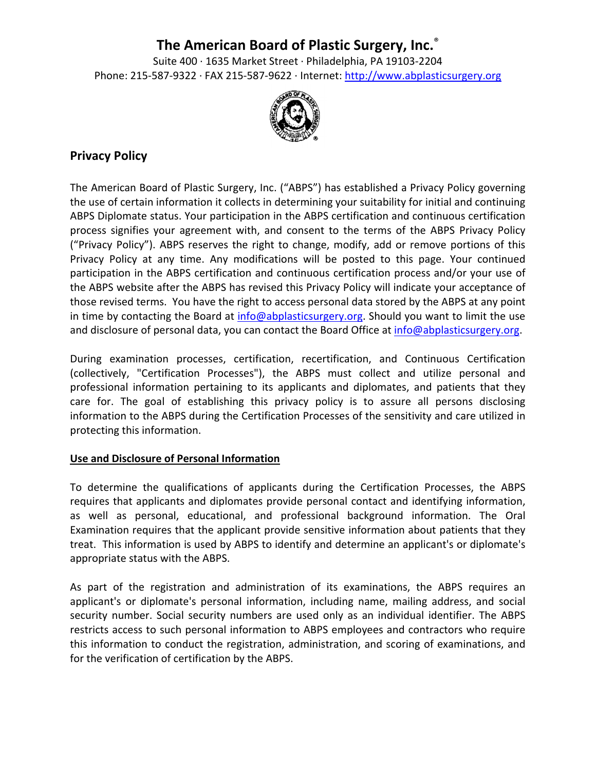# The American Board of Plastic Surgery, Inc.®

Suite 400 · 1635 Market Street · Philadelphia, PA 19103-2204
Phone: 215-587-9322 · FAX 215-587-9622 · Internet: http://www.abplasticsurgery.org

## Privacy Policy

The American Board of Plastic Surgery, Inc. ("ABPS") has established a Privacy Policy governing the use of certain information it collects in determining your suitability for initial and continuing ABPS Diplomate status. Your participation in the ABPS certification and continuous certification process signifies your agreement with, and consent to the terms of the ABPS Privacy Policy ("Privacy Policy"). ABPS reserves the right to change, modify, add or remove portions of this Privacy Policy at any time. Any modifications will be posted to this page. Your continued participation in the ABPS certification and continuous certification process and/or your use of the ABPS website after the ABPS has revised this Privacy Policy will indicate your acceptance of those revised terms. You have the right to access personal data stored by the ABPS at any point in time by contacting the Board at info@abplasticsurgery.org. Should you want to limit the use and disclosure of personal data, you can contact the Board Office at info@abplasticsurgery.org.

During examination processes, certification, recertification, and Continuous Certification (collectively, "Certification Processes"), the ABPS must collect and utilize personal and professional information pertaining to its applicants and diplomates, and patients that they care for. The goal of establishing this privacy policy is to assure all persons disclosing information to the ABPS during the Certification Processes of the sensitivity and care utilized in protecting this information.

### Use and Disclosure of Personal Information

To determine the qualifications of applicants during the Certification Processes, the ABPS requires that applicants and diplomates provide personal contact and identifying information, as well as personal, educational, and professional background information. The Oral Examination requires that the applicant provide sensitive information about patients that they treat. This information is used by ABPS to identify and determine an applicant's or diplomate's appropriate status with the ABPS.

As part of the registration and administration of its examinations, the ABPS requires an applicant's or diplomate's personal information, including name, mailing address, and social security number. Social security numbers are used only as an individual identifier. The ABPS restricts access to such personal information to ABPS employees and contractors who require this information to conduct the registration, administration, and scoring of examinations, and for the verification of certification by the ABPS.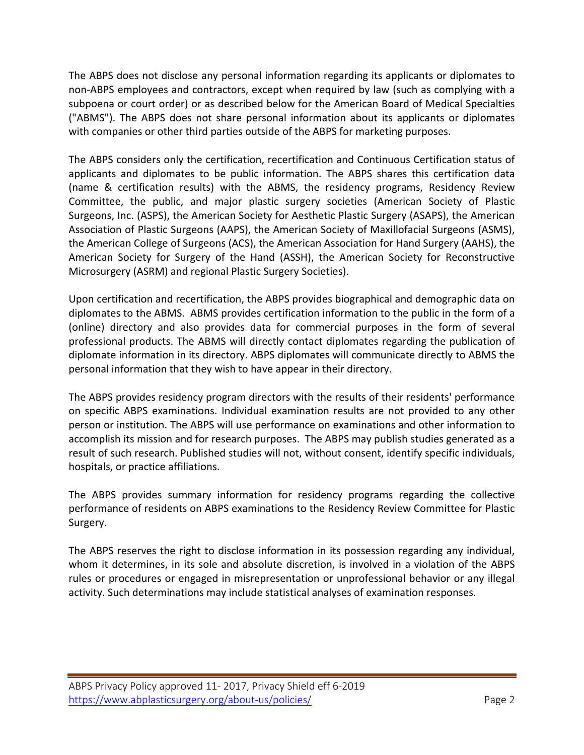The ABPS does not disclose any personal information regarding its applicants or diplomates to non-ABPS employees and contractors, except when required by law (such as complying with a subpoena or court order) or as described below for the American Board of Medical Specialties ("ABMS"). The ABPS does not share personal information about its applicants or diplomates with companies or other third parties outside of the ABPS for marketing purposes.

The ABPS considers only the certification, recertification and Continuous Certification status of applicants and diplomates to be public information. The ABPS shares this certification data (name & certification results) with the ABMS, the residency programs, Residency Review Committee, the public, and major plastic surgery societies (American Society of Plastic Surgeons, Inc. (ASPS), the American Society for Aesthetic Plastic Surgery (ASAPS), the American Association of Plastic Surgeons (AAPS), the American Society of Maxillofacial Surgeons (ASMS), the American College of Surgeons (ACS), the American Association for Hand Surgery (AAHS), the American Society for Surgery of the Hand (ASSH), the American Society for Reconstructive Microsurgery (ASRM) and regional Plastic Surgery Societies).

Upon certification and recertification, the ABPS provides biographical and demographic data on diplomates to the ABMS. ABMS provides certification information to the public in the form of a (online) directory and also provides data for commercial purposes in the form of several professional products. The ABMS will directly contact diplomates regarding the publication of diplomate information in its directory. ABPS diplomates will communicate directly to ABMS the personal information that they wish to have appear in their directory.

The ABPS provides residency program directors with the results of their residents' performance on specific ABPS examinations. Individual examination results are not provided to any other person or institution. The ABPS will use performance on examinations and other information to accomplish its mission and for research purposes. The ABPS may publish studies generated as a result of such research. Published studies will not, without consent, identify specific individuals, hospitals, or practice affiliations.

The ABPS provides summary information for residency programs regarding the collective performance of residents on ABPS examinations to the Residency Review Committee for Plastic Surgery.

The ABPS reserves the right to disclose information in its possession regarding any individual, whom it determines, in its sole and absolute discretion, is involved in a violation of the ABPS rules or procedures or engaged in misrepresentation or unprofessional behavior or any illegal activity. Such determinations may include statistical analyses of examination responses.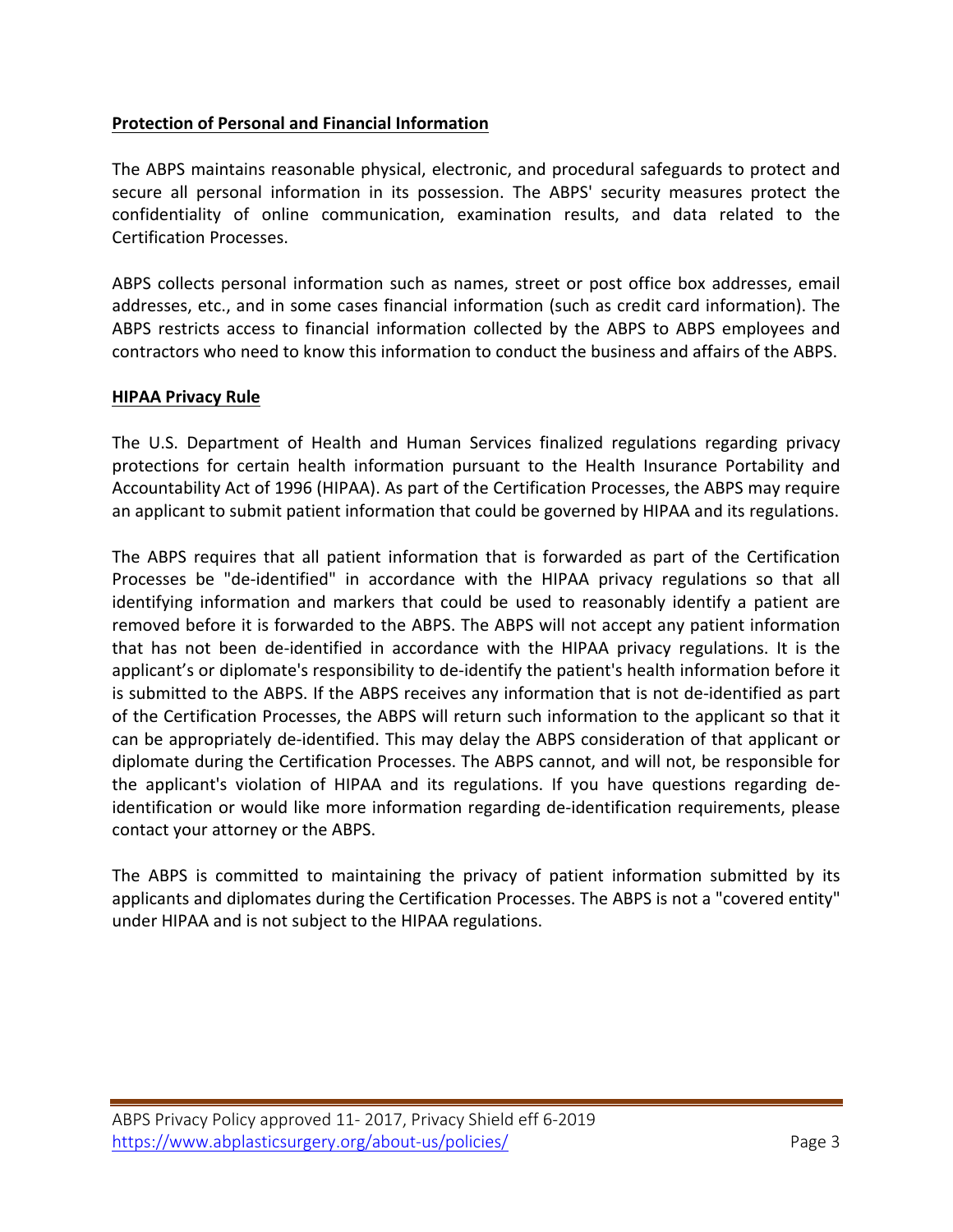## Protection of Personal and Financial Information

The ABPS maintains reasonable physical, electronic, and procedural safeguards to protect and secure all personal information in its possession. The ABPS' security measures protect the confidentiality of online communication, examination results, and data related to the Certification Processes.

ABPS collects personal information such as names, street or post office box addresses, email addresses, etc., and in some cases financial information (such as credit card information). The ABPS restricts access to financial information collected by the ABPS to ABPS employees and contractors who need to know this information to conduct the business and affairs of the ABPS.

## HIPAA Privacy Rule

The U.S. Department of Health and Human Services finalized regulations regarding privacy protections for certain health information pursuant to the Health Insurance Portability and Accountability Act of 1996 (HIPAA). As part of the Certification Processes, the ABPS may require an applicant to submit patient information that could be governed by HIPAA and its regulations.

The ABPS requires that all patient information that is forwarded as part of the Certification Processes be "de-identified" in accordance with the HIPAA privacy regulations so that all identifying information and markers that could be used to reasonably identify a patient are removed before it is forwarded to the ABPS. The ABPS will not accept any patient information that has not been de-identified in accordance with the HIPAA privacy regulations. It is the applicant's or diplomate's responsibility to de-identify the patient's health information before it is submitted to the ABPS. If the ABPS receives any information that is not de-identified as part of the Certification Processes, the ABPS will return such information to the applicant so that it can be appropriately de-identified. This may delay the ABPS consideration of that applicant or diplomate during the Certification Processes. The ABPS cannot, and will not, be responsible for the applicant's violation of HIPAA and its regulations. If you have questions regarding de-identification or would like more information regarding de-identification requirements, please contact your attorney or the ABPS.

The ABPS is committed to maintaining the privacy of patient information submitted by its applicants and diplomates during the Certification Processes. The ABPS is not a "covered entity" under HIPAA and is not subject to the HIPAA regulations.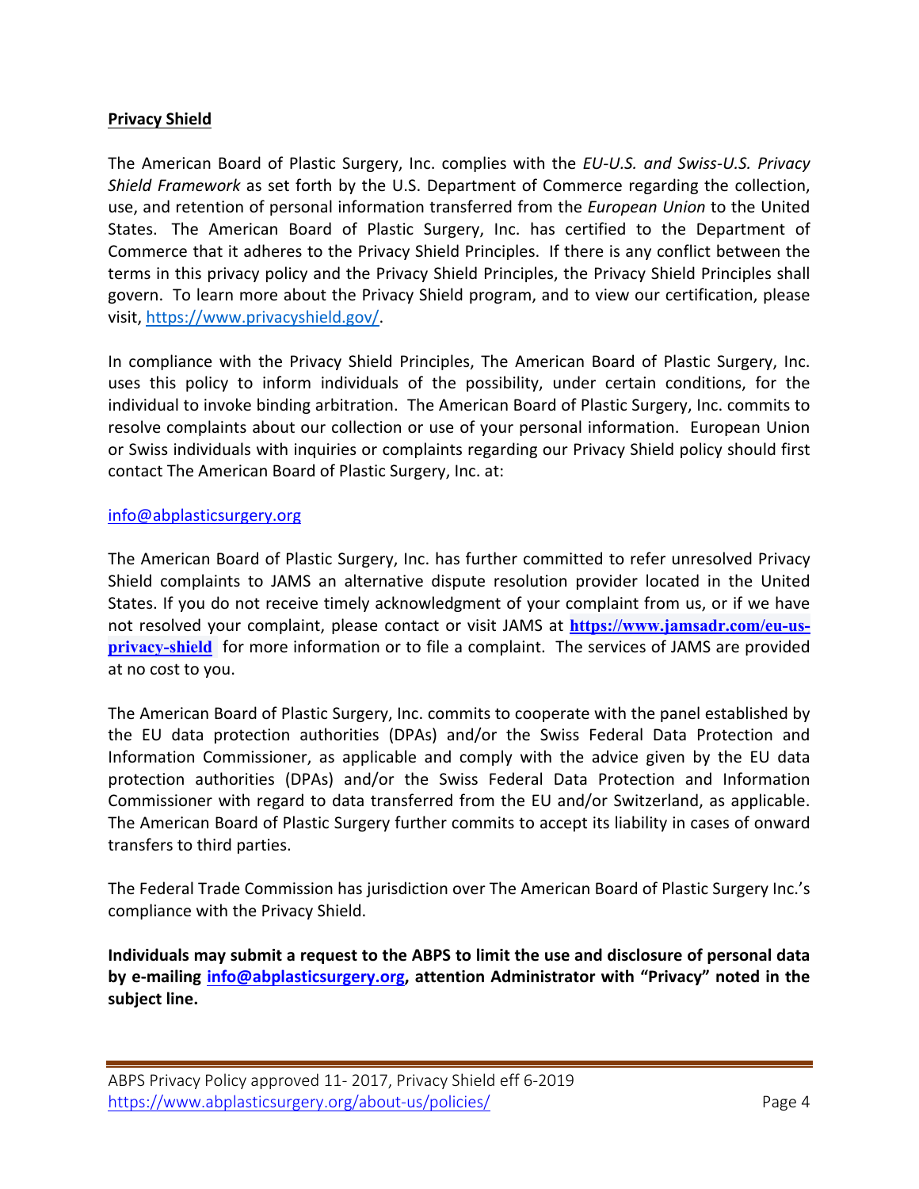**Privacy Shield**

The American Board of Plastic Surgery, Inc. complies with the *EU-U.S. and Swiss-U.S. Privacy Shield Framework* as set forth by the U.S. Department of Commerce regarding the collection, use, and retention of personal information transferred from the *European Union* to the United States. The American Board of Plastic Surgery, Inc. has certified to the Department of Commerce that it adheres to the Privacy Shield Principles. If there is any conflict between the terms in this privacy policy and the Privacy Shield Principles, the Privacy Shield Principles shall govern. To learn more about the Privacy Shield program, and to view our certification, please visit, https://www.privacyshield.gov/.

In compliance with the Privacy Shield Principles, The American Board of Plastic Surgery, Inc. uses this policy to inform individuals of the possibility, under certain conditions, for the individual to invoke binding arbitration. The American Board of Plastic Surgery, Inc. commits to resolve complaints about our collection or use of your personal information. European Union or Swiss individuals with inquiries or complaints regarding our Privacy Shield policy should first contact The American Board of Plastic Surgery, Inc. at:

info@abplasticsurgery.org

The American Board of Plastic Surgery, Inc. has further committed to refer unresolved Privacy Shield complaints to JAMS an alternative dispute resolution provider located in the United States. If you do not receive timely acknowledgment of your complaint from us, or if we have not resolved your complaint, please contact or visit JAMS at **https://www.jamsadr.com/eu-us-privacy-shield** for more information or to file a complaint. The services of JAMS are provided at no cost to you.

The American Board of Plastic Surgery, Inc. commits to cooperate with the panel established by the EU data protection authorities (DPAs) and/or the Swiss Federal Data Protection and Information Commissioner, as applicable and comply with the advice given by the EU data protection authorities (DPAs) and/or the Swiss Federal Data Protection and Information Commissioner with regard to data transferred from the EU and/or Switzerland, as applicable. The American Board of Plastic Surgery further commits to accept its liability in cases of onward transfers to third parties.

The Federal Trade Commission has jurisdiction over The American Board of Plastic Surgery Inc.'s compliance with the Privacy Shield.

**Individuals may submit a request to the ABPS to limit the use and disclosure of personal data by e-mailing info@abplasticsurgery.org, attention Administrator with "Privacy" noted in the subject line.**